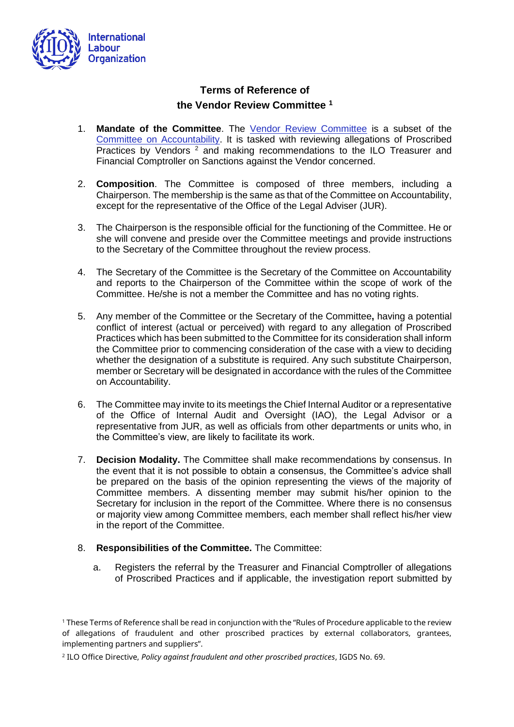# Terms of Reference of the Vendor Review Committee [1]

1. **Mandate of the Committee**. The Vendor Review Committee is a subset of the Committee on Accountability. It is tasked with reviewing allegations of Proscribed Practices by Vendors [2] and making recommendations to the ILO Treasurer and Financial Comptroller on Sanctions against the Vendor concerned.

2. **Composition**. The Committee is composed of three members, including a Chairperson. The membership is the same as that of the Committee on Accountability, except for the representative of the Office of the Legal Adviser (JUR).

3. The Chairperson is the responsible official for the functioning of the Committee. He or she will convene and preside over the Committee meetings and provide instructions to the Secretary of the Committee throughout the review process.

4. The Secretary of the Committee is the Secretary of the Committee on Accountability and reports to the Chairperson of the Committee within the scope of work of the Committee. He/she is not a member the Committee and has no voting rights.

5. Any member of the Committee or the Secretary of the Committee**,** having a potential conflict of interest (actual or perceived) with regard to any allegation of Proscribed Practices which has been submitted to the Committee for its consideration shall inform the Committee prior to commencing consideration of the case with a view to deciding whether the designation of a substitute is required. Any such substitute Chairperson, member or Secretary will be designated in accordance with the rules of the Committee on Accountability.

6. The Committee may invite to its meetings the Chief Internal Auditor or a representative of the Office of Internal Audit and Oversight (IAO), the Legal Advisor or a representative from JUR, as well as officials from other departments or units who, in the Committee's view, are likely to facilitate its work.

7. **Decision Modality.** The Committee shall make recommendations by consensus. In the event that it is not possible to obtain a consensus, the Committee's advice shall be prepared on the basis of the opinion representing the views of the majority of Committee members. A dissenting member may submit his/her opinion to the Secretary for inclusion in the report of the Committee. Where there is no consensus or majority view among Committee members, each member shall reflect his/her view in the report of the Committee.

8. **Responsibilities of the Committee.** The Committee:

   a. Registers the referral by the Treasurer and Financial Comptroller of allegations of Proscribed Practices and if applicable, the investigation report submitted by

---

[1] These Terms of Reference shall be read in conjunction with the "Rules of Procedure applicable to the review of allegations of fraudulent and other proscribed practices by external collaborators, grantees, implementing partners and suppliers".

[2] ILO Office Directive, *Policy against fraudulent and other proscribed practices*, IGDS No. 69.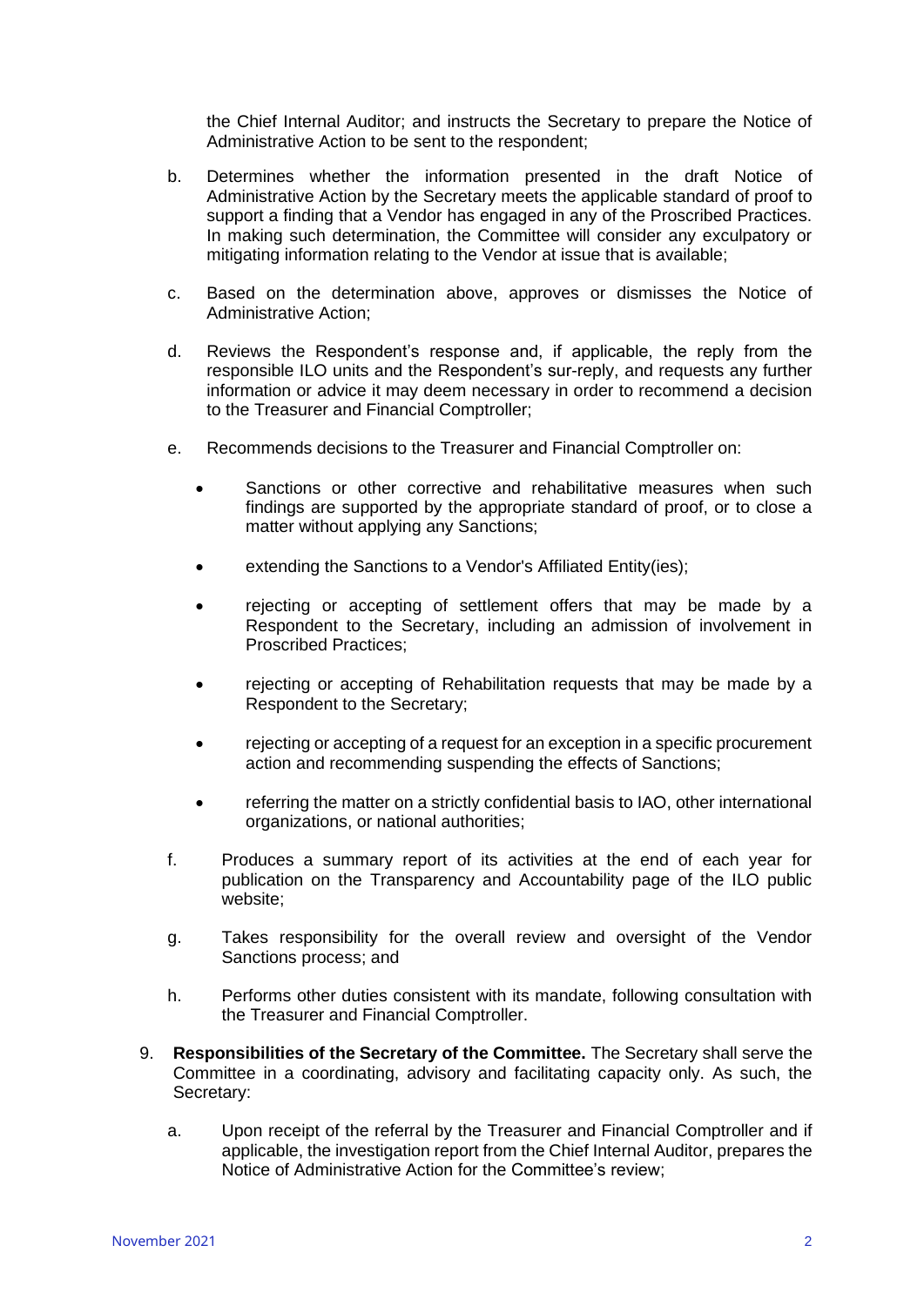the Chief Internal Auditor; and instructs the Secretary to prepare the Notice of Administrative Action to be sent to the respondent;

b. Determines whether the information presented in the draft Notice of Administrative Action by the Secretary meets the applicable standard of proof to support a finding that a Vendor has engaged in any of the Proscribed Practices. In making such determination, the Committee will consider any exculpatory or mitigating information relating to the Vendor at issue that is available;

c. Based on the determination above, approves or dismisses the Notice of Administrative Action;

d. Reviews the Respondent's response and, if applicable, the reply from the responsible ILO units and the Respondent's sur-reply, and requests any further information or advice it may deem necessary in order to recommend a decision to the Treasurer and Financial Comptroller;

e. Recommends decisions to the Treasurer and Financial Comptroller on:

   - Sanctions or other corrective and rehabilitative measures when such findings are supported by the appropriate standard of proof, or to close a matter without applying any Sanctions;
   - extending the Sanctions to a Vendor's Affiliated Entity(ies);
   - rejecting or accepting of settlement offers that may be made by a Respondent to the Secretary, including an admission of involvement in Proscribed Practices;
   - rejecting or accepting of Rehabilitation requests that may be made by a Respondent to the Secretary;
   - rejecting or accepting of a request for an exception in a specific procurement action and recommending suspending the effects of Sanctions;
   - referring the matter on a strictly confidential basis to IAO, other international organizations, or national authorities;

f. Produces a summary report of its activities at the end of each year for publication on the Transparency and Accountability page of the ILO public website;

g. Takes responsibility for the overall review and oversight of the Vendor Sanctions process; and

h. Performs other duties consistent with its mandate, following consultation with the Treasurer and Financial Comptroller.

9. **Responsibilities of the Secretary of the Committee.** The Secretary shall serve the Committee in a coordinating, advisory and facilitating capacity only. As such, the Secretary:

   a. Upon receipt of the referral by the Treasurer and Financial Comptroller and if applicable, the investigation report from the Chief Internal Auditor, prepares the Notice of Administrative Action for the Committee's review;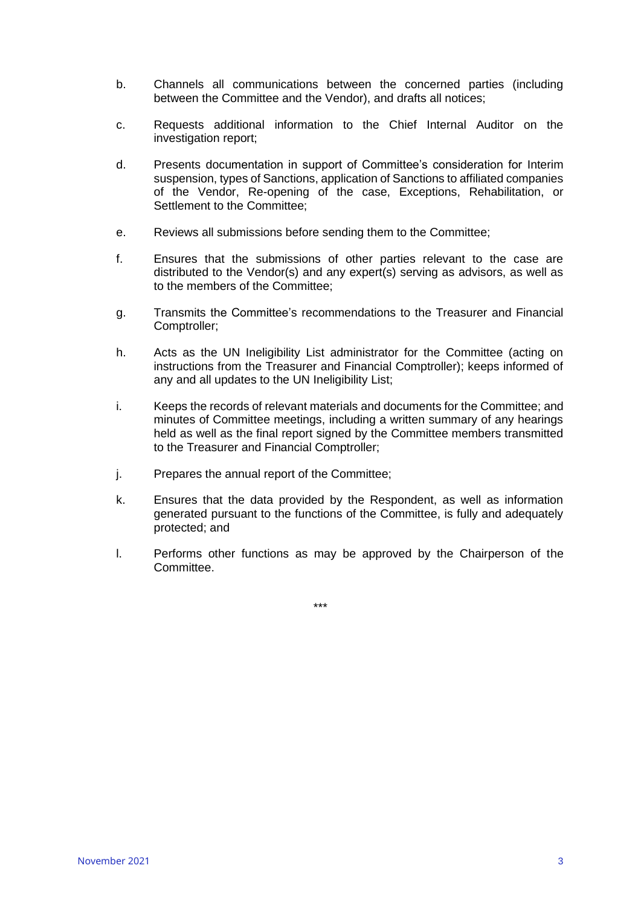b. Channels all communications between the concerned parties (including between the Committee and the Vendor), and drafts all notices;

c. Requests additional information to the Chief Internal Auditor on the investigation report;

d. Presents documentation in support of Committee's consideration for Interim suspension, types of Sanctions, application of Sanctions to affiliated companies of the Vendor, Re-opening of the case, Exceptions, Rehabilitation, or Settlement to the Committee;

e. Reviews all submissions before sending them to the Committee;

f. Ensures that the submissions of other parties relevant to the case are distributed to the Vendor(s) and any expert(s) serving as advisors, as well as to the members of the Committee;

g. Transmits the Committee's recommendations to the Treasurer and Financial Comptroller;

h. Acts as the UN Ineligibility List administrator for the Committee (acting on instructions from the Treasurer and Financial Comptroller); keeps informed of any and all updates to the UN Ineligibility List;

i. Keeps the records of relevant materials and documents for the Committee; and minutes of Committee meetings, including a written summary of any hearings held as well as the final report signed by the Committee members transmitted to the Treasurer and Financial Comptroller;

j. Prepares the annual report of the Committee;

k. Ensures that the data provided by the Respondent, as well as information generated pursuant to the functions of the Committee, is fully and adequately protected; and

l. Performs other functions as may be approved by the Chairperson of the Committee.

***